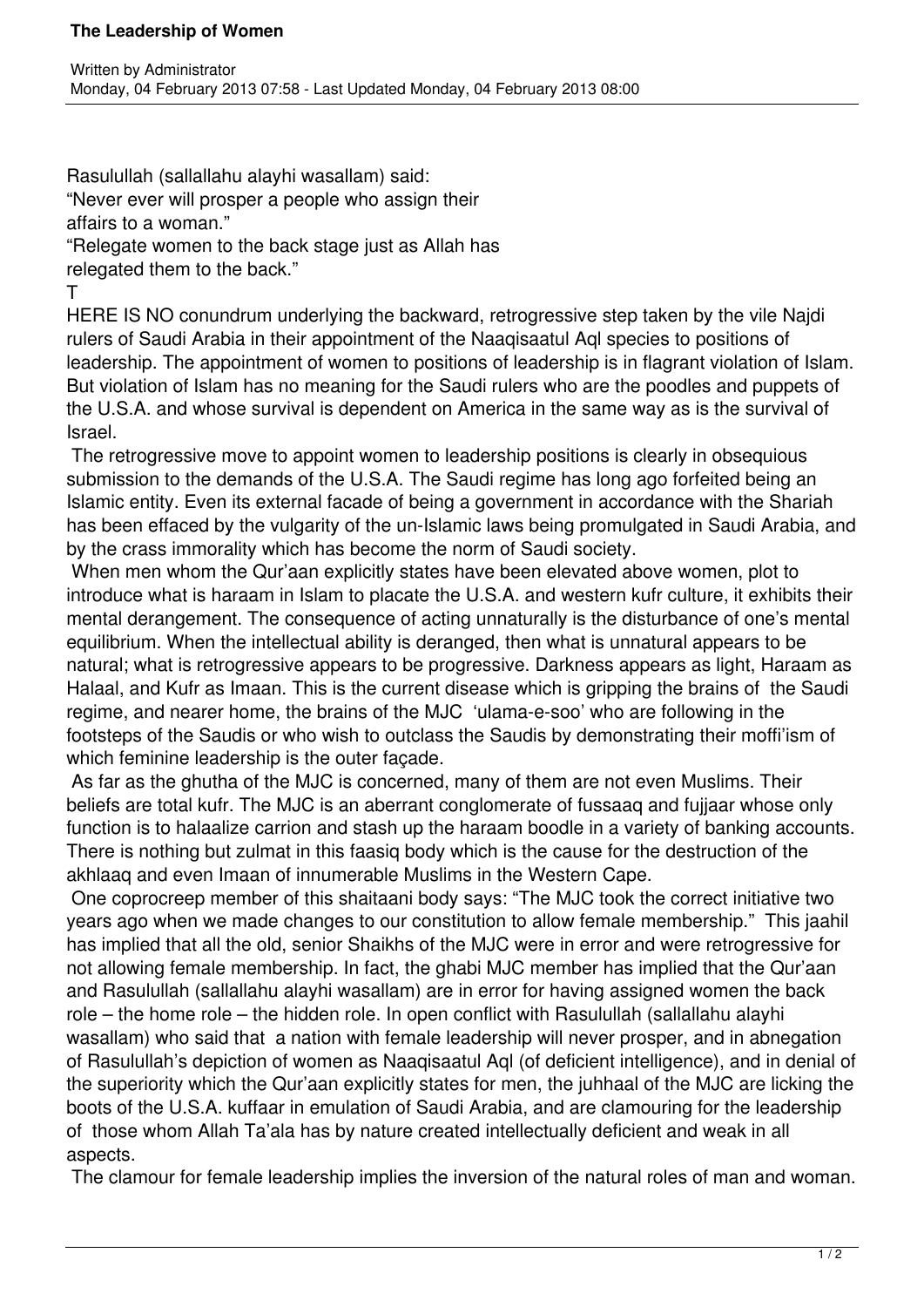# The Leadership of Women

Written by Administrator
Monday, 04 February 2013 07:58 - Last Updated Monday, 04 February 2013 08:00

Rasulullah (sallallahu alayhi wasallam) said:
"Never ever will prosper a people who assign their affairs to a woman."
"Relegate women to the back stage just as Allah has relegated them to the back."

THERE IS NO conundrum underlying the backward, retrogressive step taken by the vile Najdi rulers of Saudi Arabia in their appointment of the Naaqisaatul Aql species to positions of leadership. The appointment of women to positions of leadership is in flagrant violation of Islam. But violation of Islam has no meaning for the Saudi rulers who are the poodles and puppets of the U.S.A. and whose survival is dependent on America in the same way as is the survival of Israel.

The retrogressive move to appoint women to leadership positions is clearly in obsequious submission to the demands of the U.S.A. The Saudi regime has long ago forfeited being an Islamic entity. Even its external facade of being a government in accordance with the Shariah has been effaced by the vulgarity of the un-Islamic laws being promulgated in Saudi Arabia, and by the crass immorality which has become the norm of Saudi society.

When men whom the Qur'aan explicitly states have been elevated above women, plot to introduce what is haraam in Islam to placate the U.S.A. and western kufr culture, it exhibits their mental derangement. The consequence of acting unnaturally is the disturbance of one's mental equilibrium. When the intellectual ability is deranged, then what is unnatural appears to be natural; what is retrogressive appears to be progressive. Darkness appears as light, Haraam as Halaal, and Kufr as Imaan. This is the current disease which is gripping the brains of the Saudi regime, and nearer home, the brains of the MJC 'ulama-e-soo' who are following in the footsteps of the Saudis or who wish to outclass the Saudis by demonstrating their moffi'ism of which feminine leadership is the outer façade.

As far as the ghutha of the MJC is concerned, many of them are not even Muslims. Their beliefs are total kufr. The MJC is an aberrant conglomerate of fussaaq and fujjaar whose only function is to halaalize carrion and stash up the haraam boodle in a variety of banking accounts. There is nothing but zulmat in this faasiq body which is the cause for the destruction of the akhlaaq and even Imaan of innumerable Muslims in the Western Cape.

One coprocreep member of this shaitaani body says: "The MJC took the correct initiative two years ago when we made changes to our constitution to allow female membership." This jaahil has implied that all the old, senior Shaikhs of the MJC were in error and were retrogressive for not allowing female membership. In fact, the ghabi MJC member has implied that the Qur'aan and Rasulullah (sallallahu alayhi wasallam) are in error for having assigned women the back role – the home role – the hidden role. In open conflict with Rasulullah (sallallahu alayhi wasallam) who said that a nation with female leadership will never prosper, and in abnegation of Rasulullah's depiction of women as Naaqisaatul Aql (of deficient intelligence), and in denial of the superiority which the Qur'aan explicitly states for men, the juhhaal of the MJC are licking the boots of the U.S.A. kuffaar in emulation of Saudi Arabia, and are clamouring for the leadership of those whom Allah Ta'ala has by nature created intellectually deficient and weak in all aspects.

The clamour for female leadership implies the inversion of the natural roles of man and woman.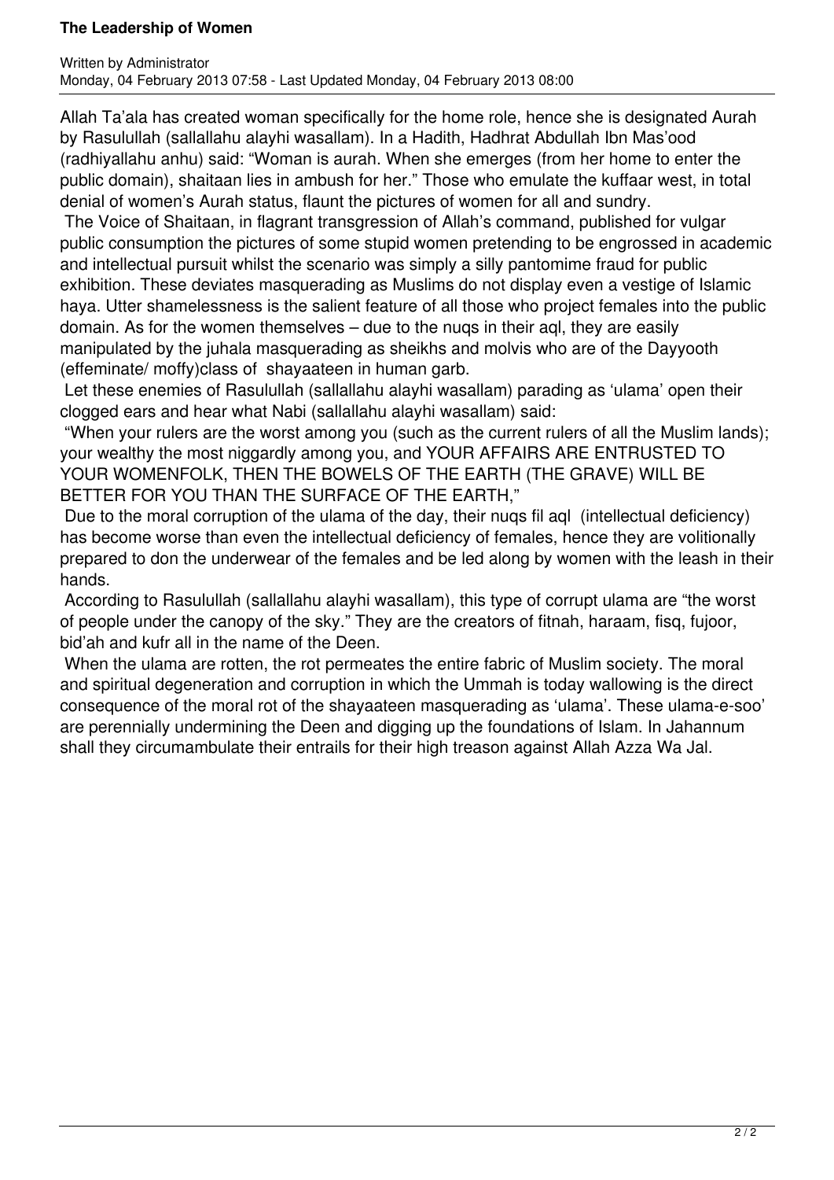Allah Ta'ala has created woman specifically for the home role, hence she is designated Aurah by Rasulullah (sallallahu alayhi wasallam). In a Hadith, Hadhrat Abdullah Ibn Mas'ood (radhiyallahu anhu) said: "Woman is aurah. When she emerges (from her home to enter the public domain), shaitaan lies in ambush for her." Those who emulate the kuffaar west, in total denial of women's Aurah status, flaunt the pictures of women for all and sundry.

The Voice of Shaitaan, in flagrant transgression of Allah's command, published for vulgar public consumption the pictures of some stupid women pretending to be engrossed in academic and intellectual pursuit whilst the scenario was simply a silly pantomime fraud for public exhibition. These deviates masquerading as Muslims do not display even a vestige of Islamic haya. Utter shamelessness is the salient feature of all those who project females into the public domain. As for the women themselves – due to the nuqs in their aql, they are easily manipulated by the juhala masquerading as sheikhs and molvis who are of the Dayyooth (effeminate/ moffy)class of shayaateen in human garb.

Let these enemies of Rasulullah (sallallahu alayhi wasallam) parading as 'ulama' open their clogged ears and hear what Nabi (sallallahu alayhi wasallam) said:

"When your rulers are the worst among you (such as the current rulers of all the Muslim lands); your wealthy the most niggardly among you, and YOUR AFFAIRS ARE ENTRUSTED TO YOUR WOMENFOLK, THEN THE BOWELS OF THE EARTH (THE GRAVE) WILL BE BETTER FOR YOU THAN THE SURFACE OF THE EARTH,"

Due to the moral corruption of the ulama of the day, their nuqs fil aql (intellectual deficiency) has become worse than even the intellectual deficiency of females, hence they are volitionally prepared to don the underwear of the females and be led along by women with the leash in their hands.

According to Rasulullah (sallallahu alayhi wasallam), this type of corrupt ulama are "the worst of people under the canopy of the sky." They are the creators of fitnah, haraam, fisq, fujoor, bid'ah and kufr all in the name of the Deen.

When the ulama are rotten, the rot permeates the entire fabric of Muslim society. The moral and spiritual degeneration and corruption in which the Ummah is today wallowing is the direct consequence of the moral rot of the shayaateen masquerading as 'ulama'. These ulama-e-soo' are perennially undermining the Deen and digging up the foundations of Islam. In Jahannum shall they circumambulate their entrails for their high treason against Allah Azza Wa Jal.